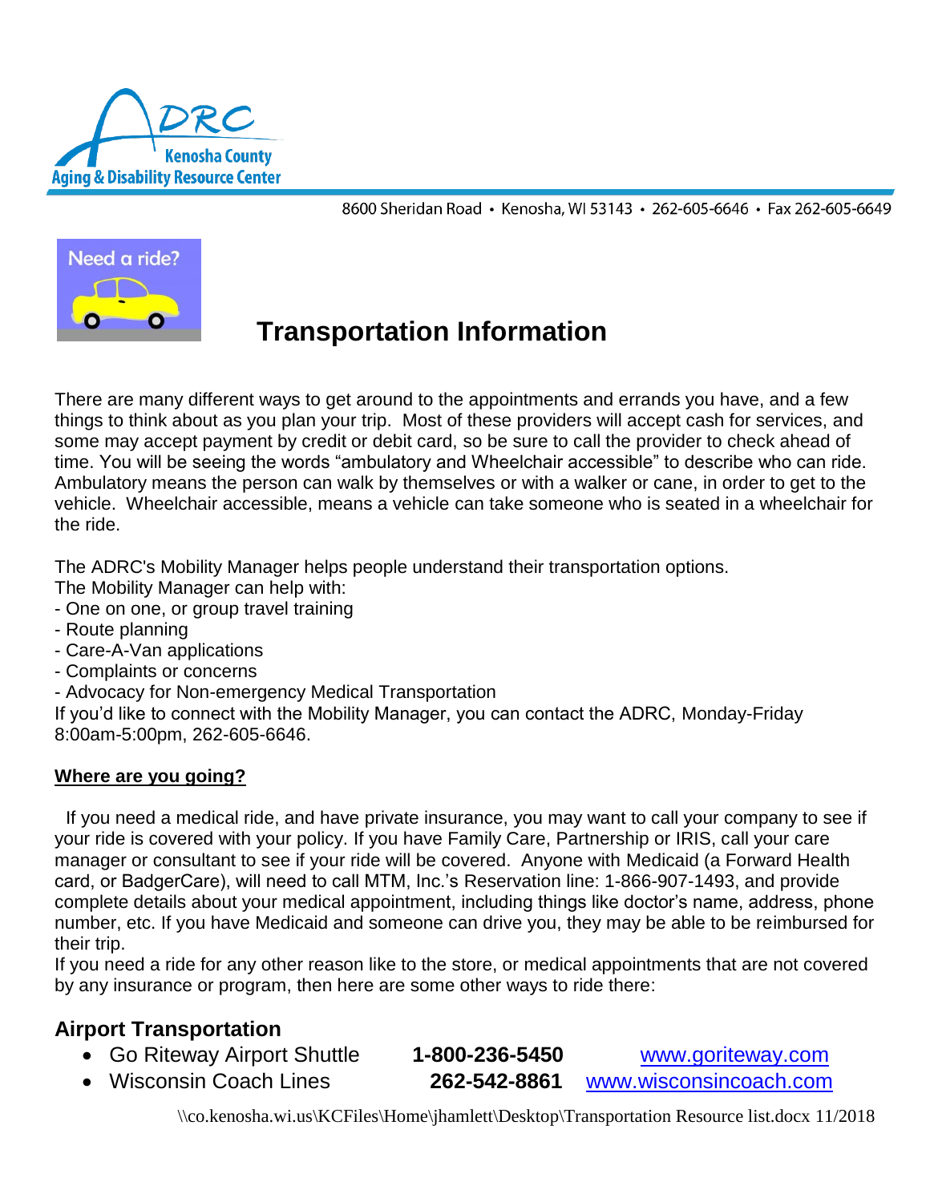Kenosha County Aging & Disability Resource Center

8600 Sheridan Road • Kenosha, WI 53143 • 262-605-6646 • Fax 262-605-6649

Need a ride?

# Transportation Information

There are many different ways to get around to the appointments and errands you have, and a few things to think about as you plan your trip. Most of these providers will accept cash for services, and some may accept payment by credit or debit card, so be sure to call the provider to check ahead of time. You will be seeing the words "ambulatory and Wheelchair accessible" to describe who can ride. Ambulatory means the person can walk by themselves or with a walker or cane, in order to get to the vehicle. Wheelchair accessible, means a vehicle can take someone who is seated in a wheelchair for the ride.

The ADRC's Mobility Manager helps people understand their transportation options.
The Mobility Manager can help with:
- One on one, or group travel training
- Route planning
- Care-A-Van applications
- Complaints or concerns
- Advocacy for Non-emergency Medical Transportation

If you'd like to connect with the Mobility Manager, you can contact the ADRC, Monday-Friday 8:00am-5:00pm, 262-605-6646.

**Where are you going?**

If you need a medical ride, and have private insurance, you may want to call your company to see if your ride is covered with your policy. If you have Family Care, Partnership or IRIS, call your care manager or consultant to see if your ride will be covered. Anyone with Medicaid (a Forward Health card, or BadgerCare), will need to call MTM, Inc.'s Reservation line: 1-866-907-1493, and provide complete details about your medical appointment, including things like doctor's name, address, phone number, etc. If you have Medicaid and someone can drive you, they may be able to be reimbursed for their trip.
If you need a ride for any other reason like to the store, or medical appointments that are not covered by any insurance or program, then here are some other ways to ride there:

## Airport Transportation

- Go Riteway Airport Shuttle **1-800-236-5450** www.goriteway.com
- Wisconsin Coach Lines **262-542-8861** www.wisconsincoach.com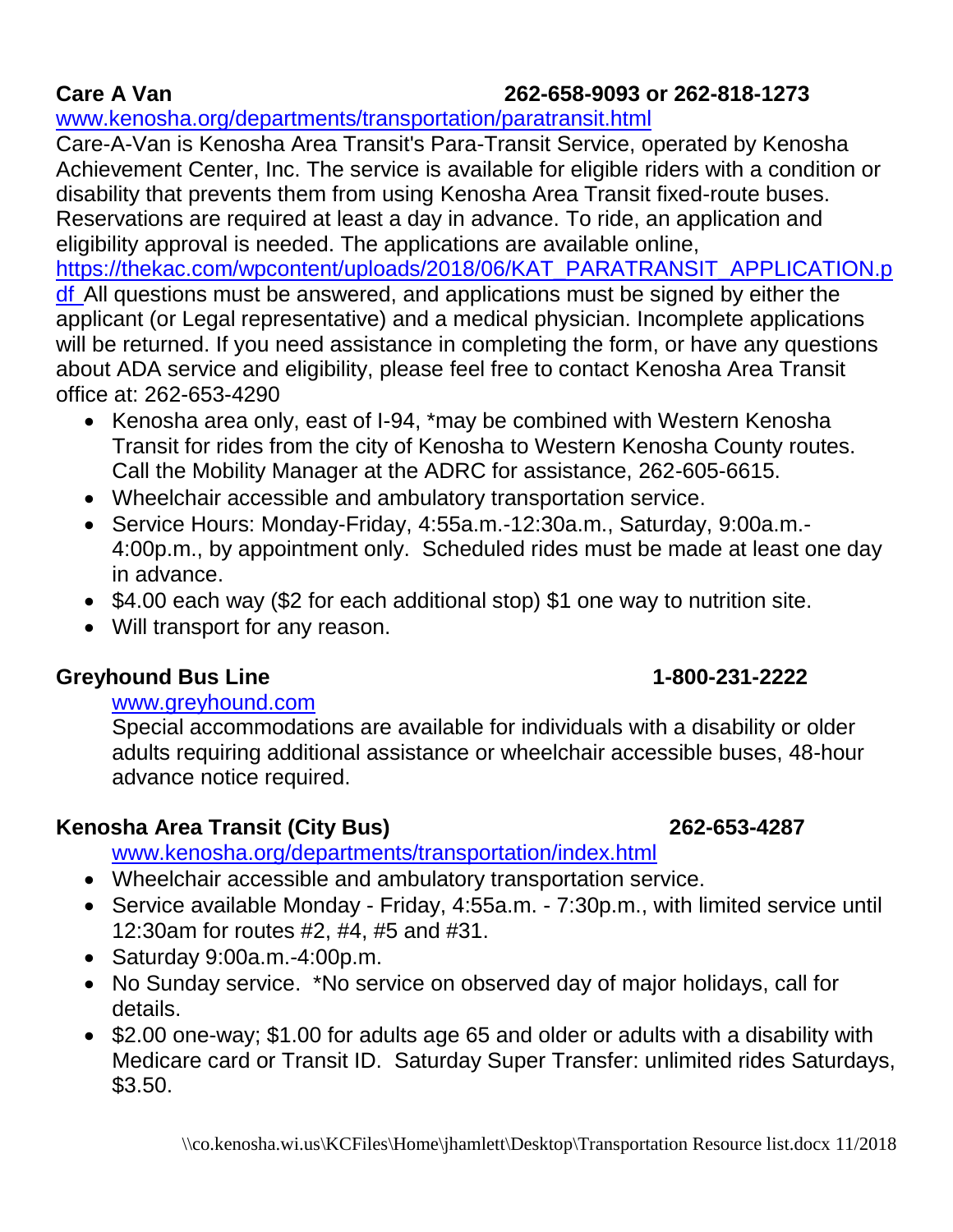**Care A Van** 262-658-9093 or 262-818-1273

www.kenosha.org/departments/transportation/paratransit.html

Care-A-Van is Kenosha Area Transit's Para-Transit Service, operated by Kenosha Achievement Center, Inc. The service is available for eligible riders with a condition or disability that prevents them from using Kenosha Area Transit fixed-route buses. Reservations are required at least a day in advance. To ride, an application and eligibility approval is needed. The applications are available online, https://thekac.com/wpcontent/uploads/2018/06/KAT_PARATRANSIT_APPLICATION.pdf All questions must be answered, and applications must be signed by either the applicant (or Legal representative) and a medical physician. Incomplete applications will be returned. If you need assistance in completing the form, or have any questions about ADA service and eligibility, please feel free to contact Kenosha Area Transit office at: 262-653-4290

- Kenosha area only, east of I-94, *may be combined with Western Kenosha Transit for rides from the city of Kenosha to Western Kenosha County routes. Call the Mobility Manager at the ADRC for assistance, 262-605-6615.
- Wheelchair accessible and ambulatory transportation service.
- Service Hours: Monday-Friday, 4:55a.m.-12:30a.m., Saturday, 9:00a.m.-4:00p.m., by appointment only. Scheduled rides must be made at least one day in advance.
- $4.00 each way ($2 for each additional stop) $1 one way to nutrition site.
- Will transport for any reason.

**Greyhound Bus Line** 1-800-231-2222

www.greyhound.com

Special accommodations are available for individuals with a disability or older adults requiring additional assistance or wheelchair accessible buses, 48-hour advance notice required.

**Kenosha Area Transit (City Bus)** 262-653-4287

www.kenosha.org/departments/transportation/index.html

- Wheelchair accessible and ambulatory transportation service.
- Service available Monday - Friday, 4:55a.m. - 7:30p.m., with limited service until 12:30am for routes #2, #4, #5 and #31.
- Saturday 9:00a.m.-4:00p.m.
- No Sunday service. *No service on observed day of major holidays, call for details.
- $2.00 one-way; $1.00 for adults age 65 and older or adults with a disability with Medicare card or Transit ID. Saturday Super Transfer: unlimited rides Saturdays, $3.50.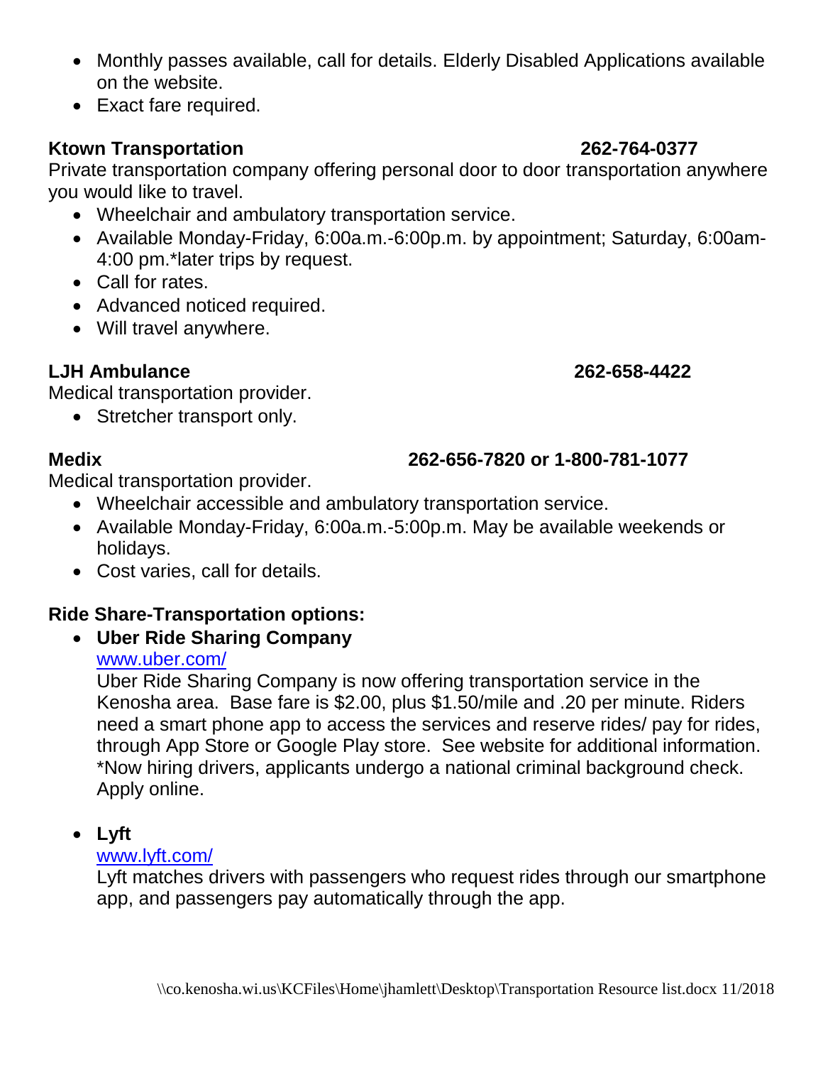- Monthly passes available, call for details. Elderly Disabled Applications available on the website.
- Exact fare required.

**Ktown Transportation** **262-764-0377**

Private transportation company offering personal door to door transportation anywhere you would like to travel.

- Wheelchair and ambulatory transportation service.
- Available Monday-Friday, 6:00a.m.-6:00p.m. by appointment; Saturday, 6:00am-4:00 pm.*later trips by request.
- Call for rates.
- Advanced noticed required.
- Will travel anywhere.

**LJH Ambulance** **262-658-4422**

Medical transportation provider.

- Stretcher transport only.

**Medix** **262-656-7820 or 1-800-781-1077**

Medical transportation provider.

- Wheelchair accessible and ambulatory transportation service.
- Available Monday-Friday, 6:00a.m.-5:00p.m. May be available weekends or holidays.
- Cost varies, call for details.

**Ride Share-Transportation options:**

- **Uber Ride Sharing Company**
  [www.uber.com/](www.uber.com/)
  Uber Ride Sharing Company is now offering transportation service in the Kenosha area. Base fare is $2.00, plus $1.50/mile and .20 per minute. Riders need a smart phone app to access the services and reserve rides/ pay for rides, through App Store or Google Play store. See website for additional information. *Now hiring drivers, applicants undergo a national criminal background check. Apply online.

- **Lyft**
  [www.lyft.com/](www.lyft.com/)
  Lyft matches drivers with passengers who request rides through our smartphone app, and passengers pay automatically through the app.

\\co.kenosha.wi.us\KCFiles\Home\jhamlett\Desktop\Transportation Resource list.docx 11/2018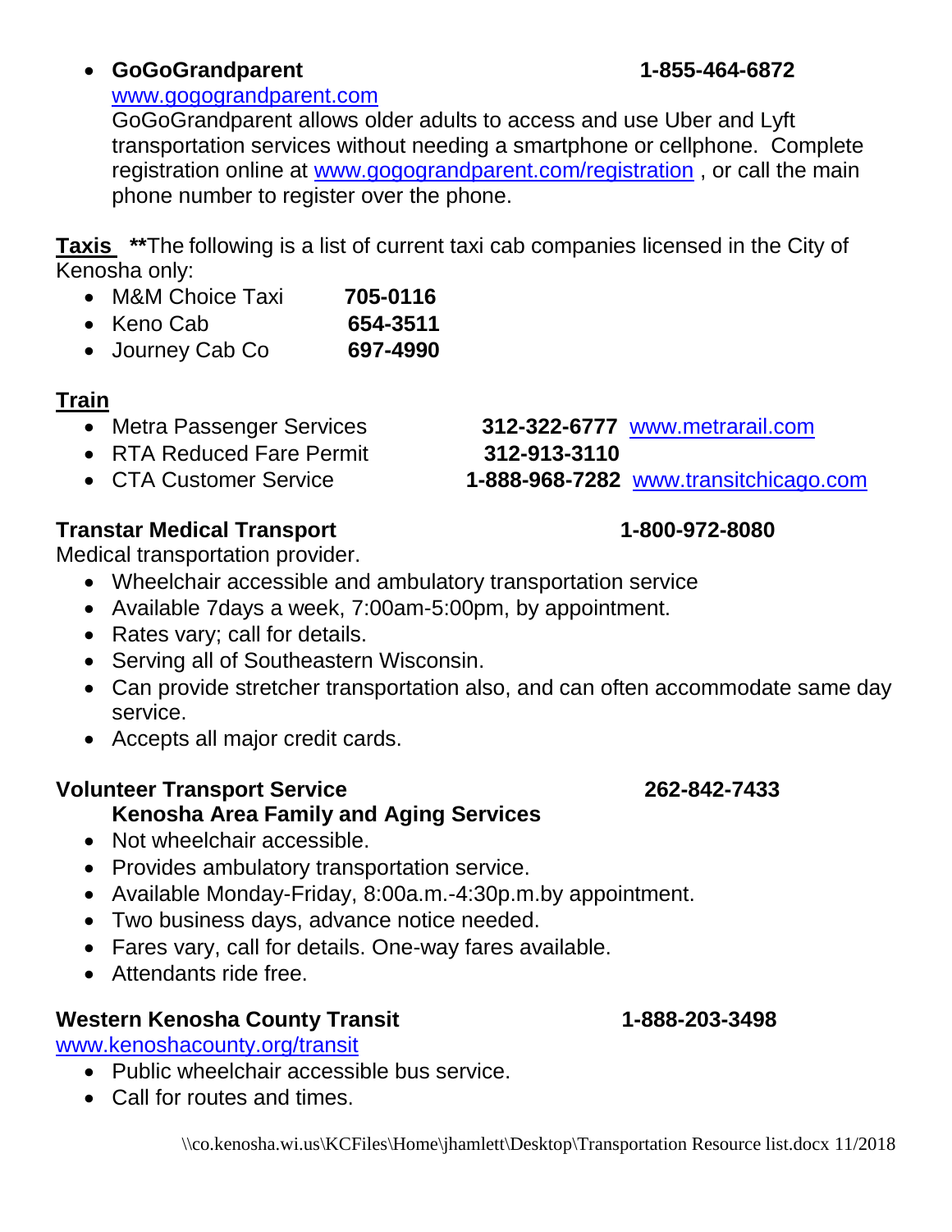- **GoGoGrandparent** **1-855-464-6872**
  www.gogograndparent.com
  GoGoGrandparent allows older adults to access and use Uber and Lyft transportation services without needing a smartphone or cellphone. Complete registration online at www.gogograndparent.com/registration , or call the main phone number to register over the phone.

**Taxis** **The following is a list of current taxi cab companies licensed in the City of Kenosha only:

- M&M Choice Taxi **705-0116**
- Keno Cab **654-3511**
- Journey Cab Co **697-4990**

**Train**

- Metra Passenger Services **312-322-6777** www.metrarail.com
- RTA Reduced Fare Permit **312-913-3110**
- CTA Customer Service **1-888-968-7282** www.transitchicago.com

**Transtar Medical Transport** **1-800-972-8080**

Medical transportation provider.

- Wheelchair accessible and ambulatory transportation service
- Available 7days a week, 7:00am-5:00pm, by appointment.
- Rates vary; call for details.
- Serving all of Southeastern Wisconsin.
- Can provide stretcher transportation also, and can often accommodate same day service.
- Accepts all major credit cards.

**Volunteer Transport Service** **262-842-7433**

**Kenosha Area Family and Aging Services**

- Not wheelchair accessible.
- Provides ambulatory transportation service.
- Available Monday-Friday, 8:00a.m.-4:30p.m.by appointment.
- Two business days, advance notice needed.
- Fares vary, call for details. One-way fares available.
- Attendants ride free.

**Western Kenosha County Transit** **1-888-203-3498**

www.kenoshacounty.org/transit

- Public wheelchair accessible bus service.
- Call for routes and times.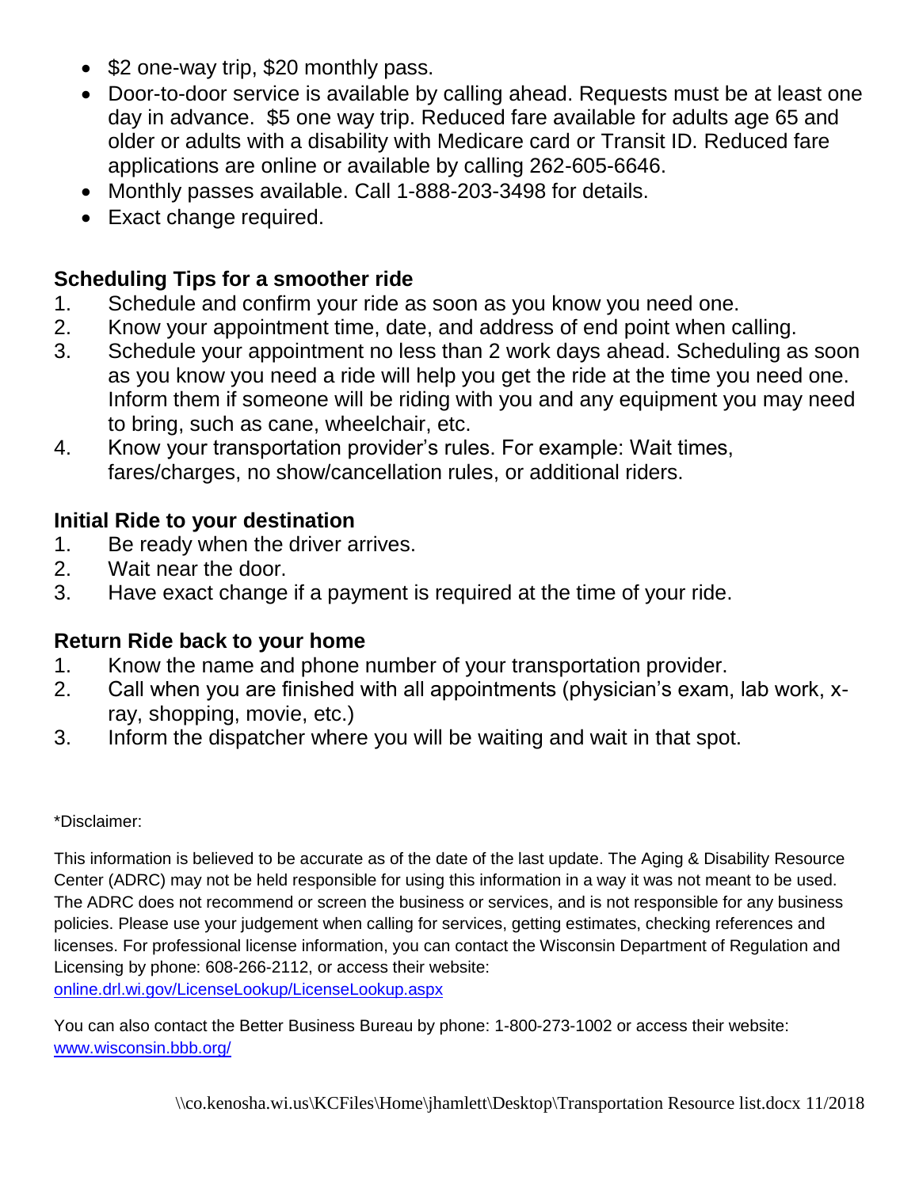- $2 one-way trip, $20 monthly pass.
- Door-to-door service is available by calling ahead. Requests must be at least one day in advance. $5 one way trip. Reduced fare available for adults age 65 and older or adults with a disability with Medicare card or Transit ID. Reduced fare applications are online or available by calling 262-605-6646.
- Monthly passes available. Call 1-888-203-3498 for details.
- Exact change required.

### Scheduling Tips for a smoother ride

1. Schedule and confirm your ride as soon as you know you need one.
2. Know your appointment time, date, and address of end point when calling.
3. Schedule your appointment no less than 2 work days ahead. Scheduling as soon as you know you need a ride will help you get the ride at the time you need one. Inform them if someone will be riding with you and any equipment you may need to bring, such as cane, wheelchair, etc.
4. Know your transportation provider's rules. For example: Wait times, fares/charges, no show/cancellation rules, or additional riders.

### Initial Ride to your destination

1. Be ready when the driver arrives.
2. Wait near the door.
3. Have exact change if a payment is required at the time of your ride.

### Return Ride back to your home

1. Know the name and phone number of your transportation provider.
2. Call when you are finished with all appointments (physician's exam, lab work, x-ray, shopping, movie, etc.)
3. Inform the dispatcher where you will be waiting and wait in that spot.

*Disclaimer:

This information is believed to be accurate as of the date of the last update. The Aging & Disability Resource Center (ADRC) may not be held responsible for using this information in a way it was not meant to be used. The ADRC does not recommend or screen the business or services, and is not responsible for any business policies. Please use your judgement when calling for services, getting estimates, checking references and licenses. For professional license information, you can contact the Wisconsin Department of Regulation and Licensing by phone: 608-266-2112, or access their website: online.drl.wi.gov/LicenseLookup/LicenseLookup.aspx

You can also contact the Better Business Bureau by phone: 1-800-273-1002 or access their website: www.wisconsin.bbb.org/

\\co.kenosha.wi.us\KCFiles\Home\jhamlett\Desktop\Transportation Resource list.docx 11/2018